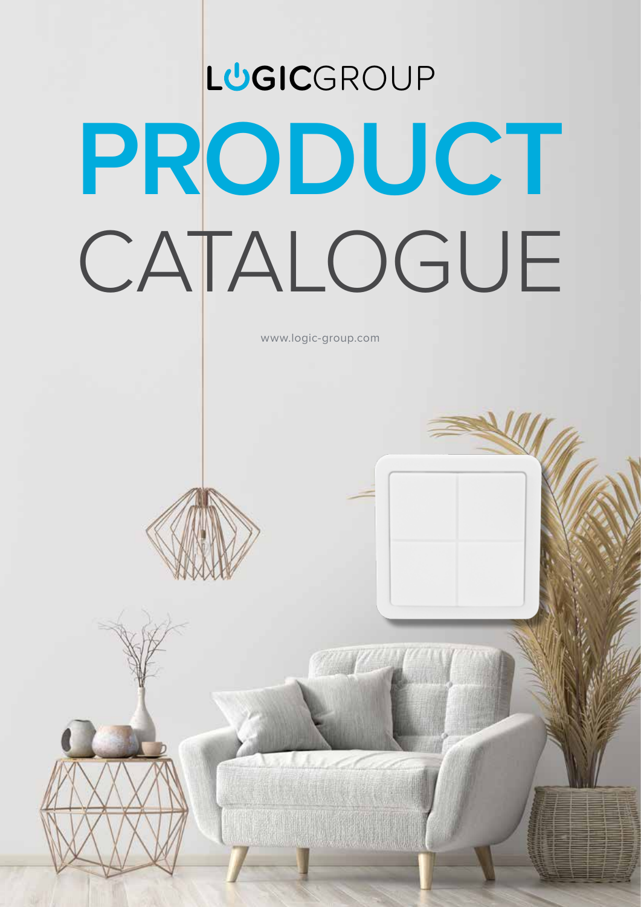LOGICGROUP

# PRODUCT CATALOGUE

www.logic-group.com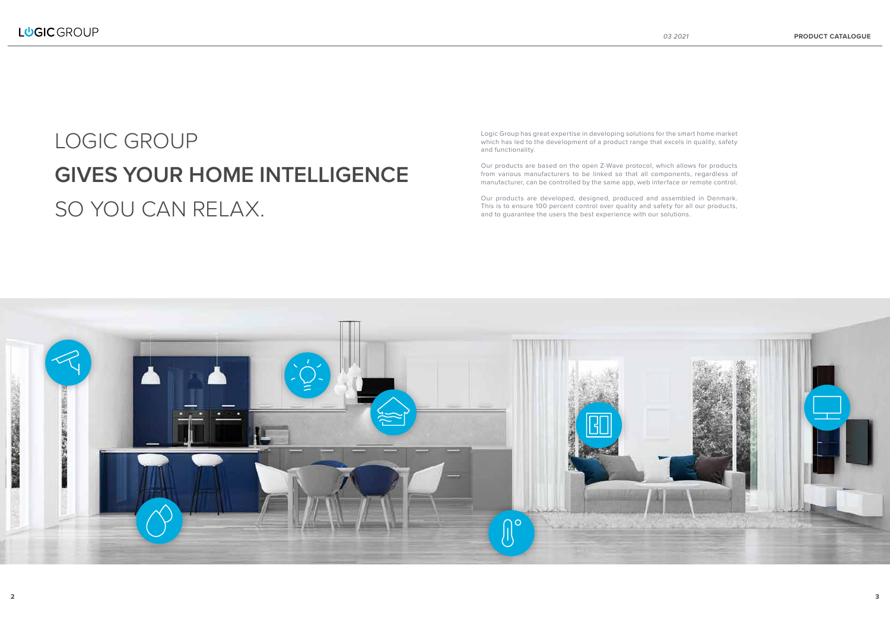# LOGIC GROUP **GIVES YOUR HOME INTELLIGENCE** SO YOU CAN RELAX.

Logic Group has great expertise in developing solutions for the smart home market which has led to the development of a product range that excels in quality, safety and functionality.

Our products are based on the open Z-Wave protocol, which allows for products from various manufacturers to be linked so that all components, regardless of manufacturer, can be controlled by the same app, web interface or remote control.

Our products are developed, designed, produced and assembled in Denmark. This is to ensure 100 percent control over quality and safety for all our products, and to guarantee the users the best experience with our solutions.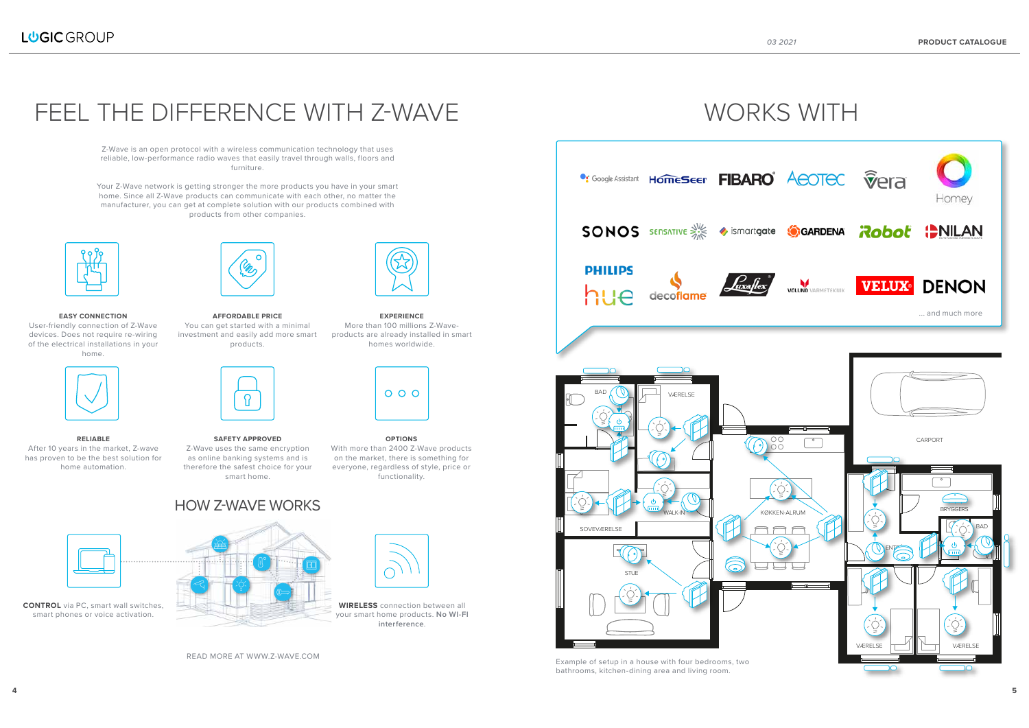# FEEL THE DIFFERENCE WITH Z-WAVE

Z-Wave is an open protocol with a wireless communication technology that uses reliable, low-performance radio waves that easily travel through walls, floors and furniture.

Your Z-Wave network is getting stronger the more products you have in your smart home. Since all Z-Wave products can communicate with each other, no matter the manufacturer, you can get at complete solution with our products combined with products from other companies.

**EASY CONNECTION**
User-friendly connection of Z-Wave devices. Does not require re-wiring of the electrical installations in your home.

**AFFORDABLE PRICE**
You can get started with a minimal investment and easily add more smart products.

**EXPERIENCE**
More than 100 millions Z-Wave-products are already installed in smart homes worldwide.

**RELIABLE**
After 10 years in the market, Z-wave has proven to be the best solution for home automation.

**SAFETY APPROVED**
Z-Wave uses the same encryption as online banking systems and is therefore the safest choice for your smart home.

**OPTIONS**
With more than 2400 Z-Wave products on the market, there is something for everyone, regardless of style, price or functionality.

## HOW Z-WAVE WORKS

**CONTROL** via PC, smart wall switches, smart phones or voice activation.

**WIRELESS** connection between all your smart home products. **No WI-FI** interference.

READ MORE AT WWW.Z-WAVE.COM

# WORKS WITH

Google Assistant, HomeSeer, FIBARO, AEOTEC, Vera, Homey, SONOS, SENSATIVE, ismartgate, GARDENA, iRobot, NILAN, PHILIPS hue, decoflame, Luxaflex, VØLUND VARMETEKNIK, VELUX, DENON

... and much more

Example of setup in a house with four bedrooms, two bathrooms, kitchen-dining area and living room.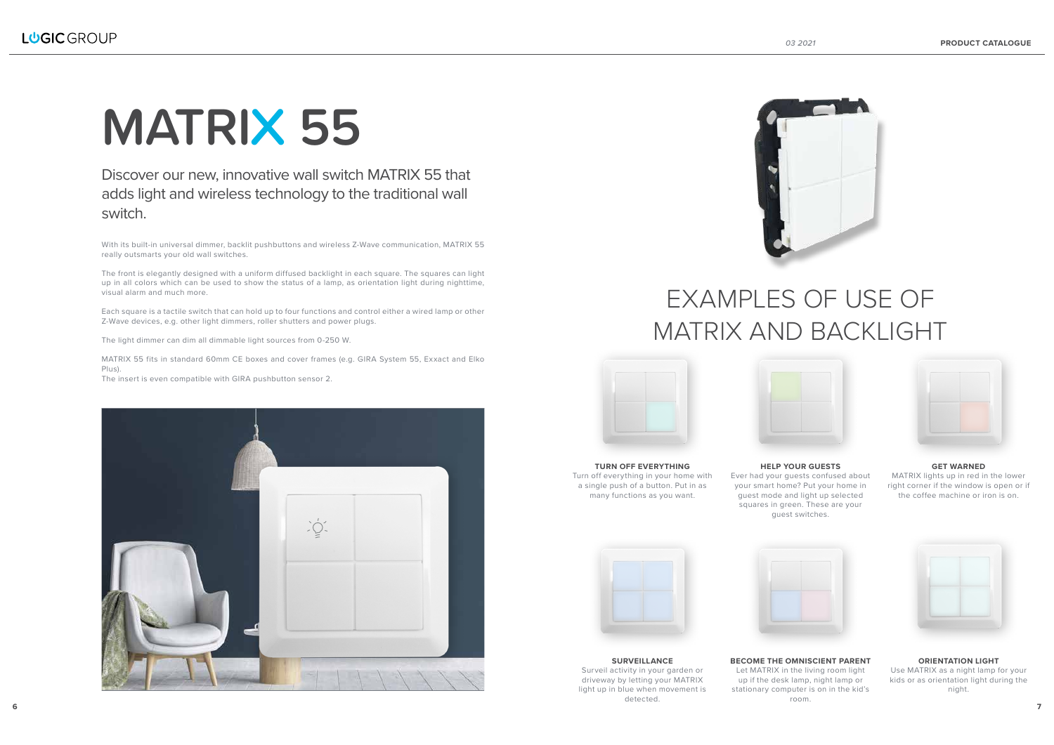# MATRIX 55

## Discover our new, innovative wall switch MATRIX 55 that adds light and wireless technology to the traditional wall switch.

With its built-in universal dimmer, backlit pushbuttons and wireless Z-Wave communication, MATRIX 55 really outsmarts your old wall switches.

The front is elegantly designed with a uniform diffused backlight in each square. The squares can light up in all colors which can be used to show the status of a lamp, as orientation light during nighttime, visual alarm and much more.

Each square is a tactile switch that can hold up to four functions and control either a wired lamp or other Z-Wave devices, e.g. other light dimmers, roller shutters and power plugs.

The light dimmer can dim all dimmable light sources from 0-250 W.

MATRIX 55 fits in standard 60mm CE boxes and cover frames (e.g. GIRA System 55, Exxact and Elko Plus).
The insert is even compatible with GIRA pushbutton sensor 2.

# EXAMPLES OF USE OF MATRIX AND BACKLIGHT

**TURN OFF EVERYTHING**
Turn off everything in your home with a single push of a button. Put in as many functions as you want.

**HELP YOUR GUESTS**
Ever had your guests confused about your smart home? Put your home in guest mode and light up selected squares in green. These are your guest switches.

**GET WARNED**
MATRIX lights up in red in the lower right corner if the window is open or if the coffee machine or iron is on.

**SURVEILLANCE**
Surveil activity in your garden or driveway by letting your MATRIX light up in blue when movement is detected.

**BECOME THE OMNISCIENT PARENT**
Let MATRIX in the living room light up if the desk lamp, night lamp or stationary computer is on in the kid's room.

**ORIENTATION LIGHT**
Use MATRIX as a night lamp for your kids or as orientation light during the night.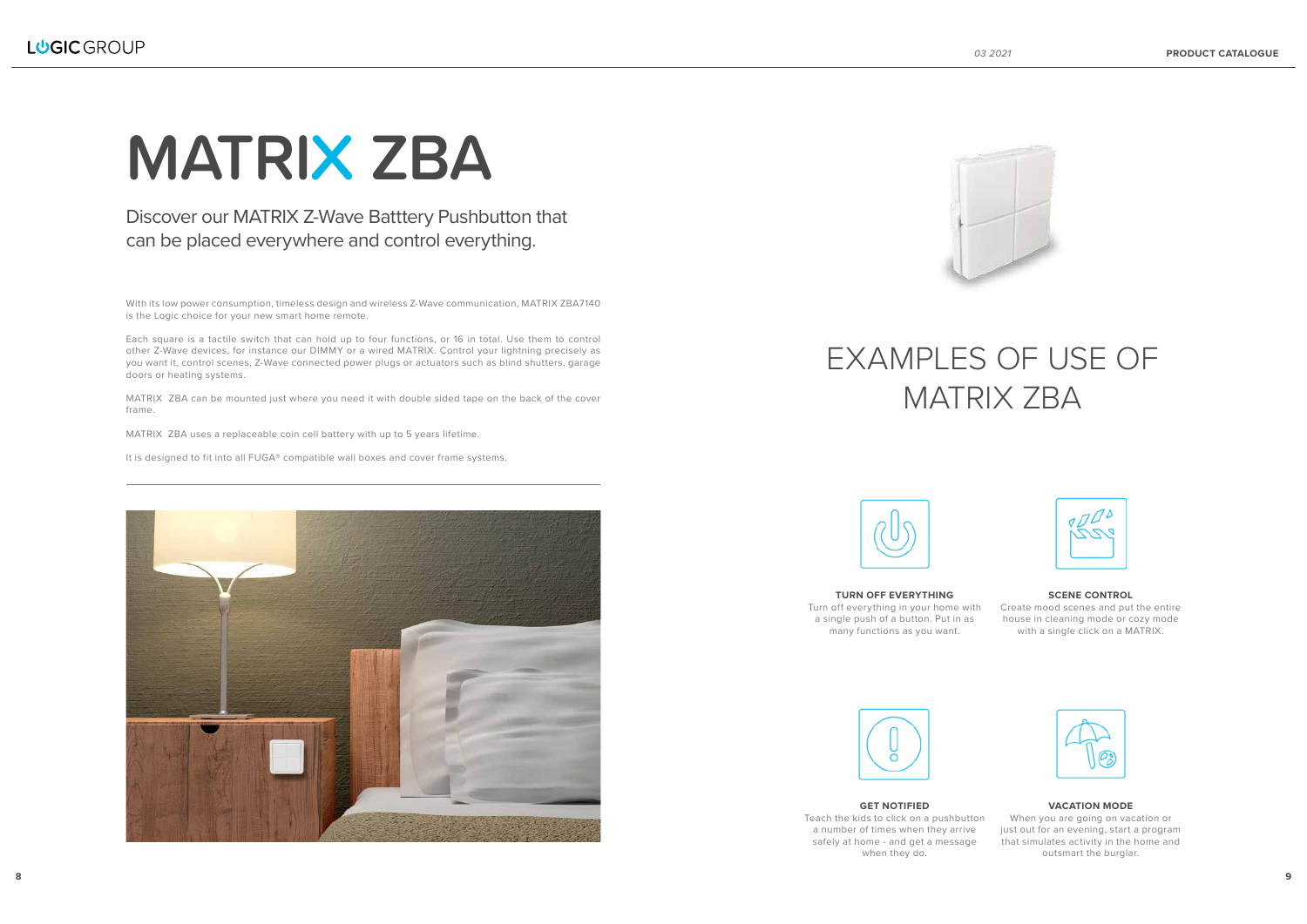# MATRIX ZBA

Discover our MATRIX Z-Wave Batttery Pushbutton that can be placed everywhere and control everything.

With its low power consumption, timeless design and wireless Z-Wave communication, MATRIX ZBA7140 is the Logic choice for your new smart home remote.

Each square is a tactile switch that can hold up to four functions, or 16 in total. Use them to control other Z-Wave devices, for instance our DIMMY or a wired MATRIX. Control your lightning precisely as you want it, control scenes, Z-Wave connected power plugs or actuators such as blind shutters, garage doors or heating systems.

MATRIX ZBA can be mounted just where you need it with double sided tape on the back of the cover frame.

MATRIX ZBA uses a replaceable coin cell battery with up to 5 years lifetime.

It is designed to fit into all FUGA® compatible wall boxes and cover frame systems.

## EXAMPLES OF USE OF MATRIX ZBA

**TURN OFF EVERYTHING**
Turn off everything in your home with a single push of a button. Put in as many functions as you want.

**SCENE CONTROL**
Create mood scenes and put the entire house in cleaning mode or cozy mode with a single click on a MATRIX.

**GET NOTIFIED**
Teach the kids to click on a pushbutton a number of times when they arrive safely at home - and get a message when they do.

**VACATION MODE**
When you are going on vacation or just out for an evening, start a program that simulates activity in the home and outsmart the burglar.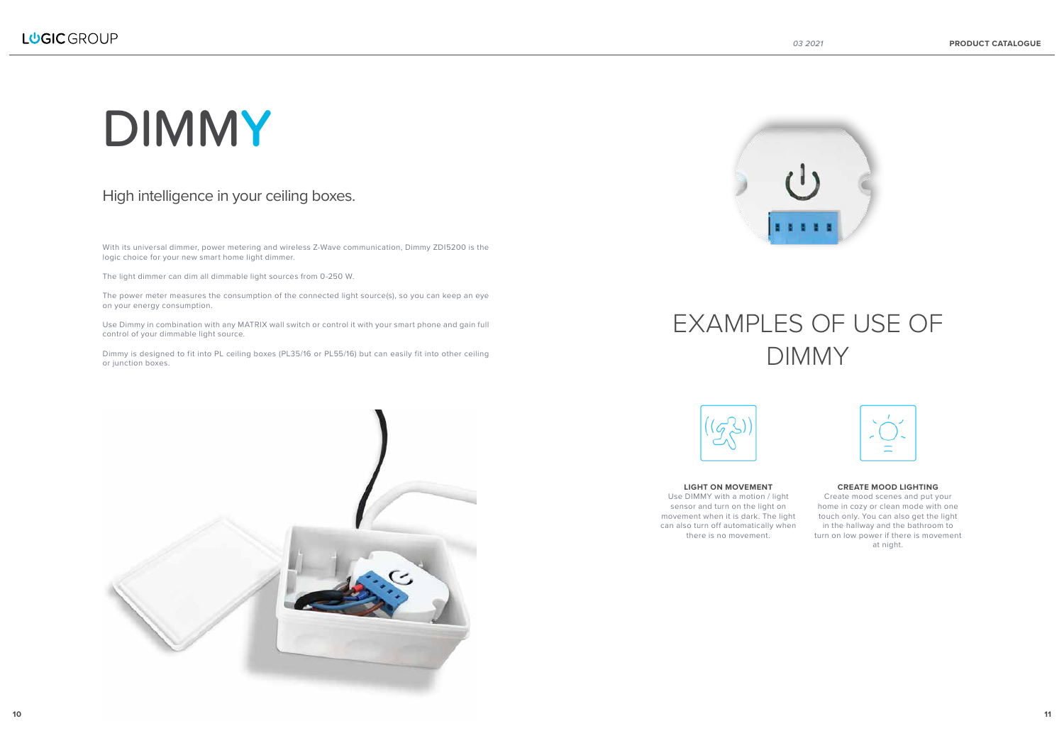# DIMMY

## High intelligence in your ceiling boxes.

With its universal dimmer, power metering and wireless Z-Wave communication, Dimmy ZDI5200 is the logic choice for your new smart home light dimmer.

The light dimmer can dim all dimmable light sources from 0-250 W.

The power meter measures the consumption of the connected light source(s), so you can keep an eye on your energy consumption.

Use Dimmy in combination with any MATRIX wall switch or control it with your smart phone and gain full control of your dimmable light source.

Dimmy is designed to fit into PL ceiling boxes (PL35/16 or PL55/16) but can easily fit into other ceiling or junction boxes.

# EXAMPLES OF USE OF DIMMY

**LIGHT ON MOVEMENT**

Use DIMMY with a motion / light sensor and turn on the light on movement when it is dark. The light can also turn off automatically when there is no movement.

**CREATE MOOD LIGHTING**

Create mood scenes and put your home in cozy or clean mode with one touch only. You can also get the light in the hallway and the bathroom to turn on low power if there is movement at night.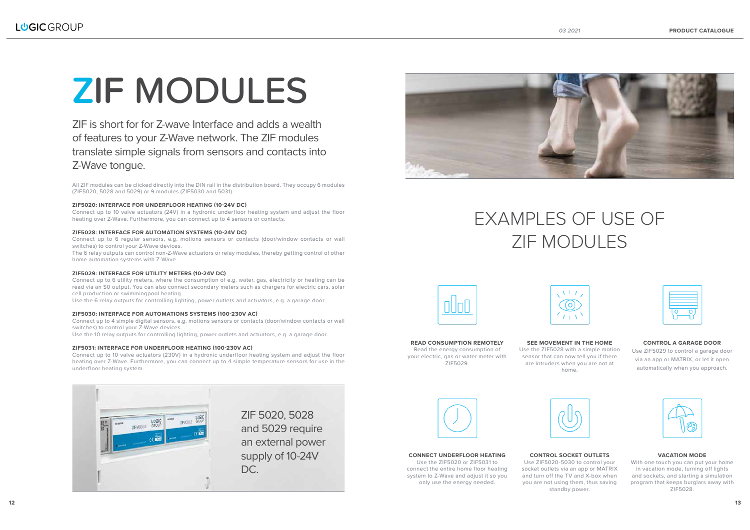# ZIF MODULES

ZIF is short for for Z-wave Interface and adds a wealth of features to your Z-Wave network. The ZIF modules translate simple signals from sensors and contacts into Z-Wave tongue.

All ZIF modules can be clicked directly into the DIN rail in the distribution board. They occupy 6 modules (ZIF5020, 5028 and 5029) or 9 modules (ZIF5030 and 5031).

**ZIF5020: INTERFACE FOR UNDERFLOOR HEATING (10-24V DC)**
Connect up to 10 valve actuators (24V) in a hydronic underfloor heating system and adjust the floor heating over Z-Wave. Furthermore, you can connect up to 4 sensors or contacts.

**ZIF5028: INTERFACE FOR AUTOMATION SYSTEMS (10-24V DC)**
Connect up to 6 regular sensors, e.g. motions sensors or contacts (door/window contacts or wall switches) to control your Z-Wave devices.
The 6 relay outputs can control non-Z-Wave actuators or relay modules, thereby getting control of other home automation systems with Z-Wave.

**ZIF5029: INTERFACE FOR UTILITY METERS (10-24V DC)**
Connect up to 6 utility meters, where the consumption of e.g. water, gas, electricity or heating can be read via an S0 output. You can also connect secondary meters such as chargers for electric cars, solar cell production or swimmingpool heating.
Use the 6 relay outputs for controlling lighting, power outlets and actuators, e.g. a garage door.

**ZIF5030: INTERFACE FOR AUTOMATIONS SYSTEMS (100-230V AC)**
Connect up to 4 simple digital sensors, e.g. motions sensors or contacts (door/window contacts or wall switches) to control your Z-Wave devices.
Use the 10 relay outputs for controlling lighting, power outlets and actuators, e.g. a garage door.

**ZIF5031: INTERFACE FOR UNDERFLOOR HEATING (100-230V AC)**
Connect up to 10 valve actuators (230V) in a hydronic underfloor heating system and adjust the floor heating over Z-Wave. Furthermore, you can connect up to 4 simple temperature sensors for use in the underfloor heating system.

ZIF 5020, 5028 and 5029 require an external power supply of 10-24V DC.

## EXAMPLES OF USE OF ZIF MODULES

**READ CONSUMPTION REMOTELY**
Read the energy consumption of your electric, gas or water meter with ZIF5029.

**SEE MOVEMENT IN THE HOME**
Use the ZIF5028 with a simple motion sensor that can now tell you if there are intruders when you are not at home.

**CONTROL A GARAGE DOOR**
Use ZIF5029 to control a garage door via an app or MATRIX, or let it open automatically when you approach.

**CONNECT UNDERFLOOR HEATING**
Use the ZIF5020 or ZIF5031 to connect the entire home floor heating system to Z-Wave and adjust it so you only use the energy needed.

**CONTROL SOCKET OUTLETS**
Use ZIF5020-5030 to control your socket outlets via an app or MATRIX and turn off the TV and X-box when you are not using them, thus saving standby power.

**VACATION MODE**
With one touch you can put your home in vacation mode, turning off lights and sockets, and starting a simulation program that keeps burglars away with ZIF5028.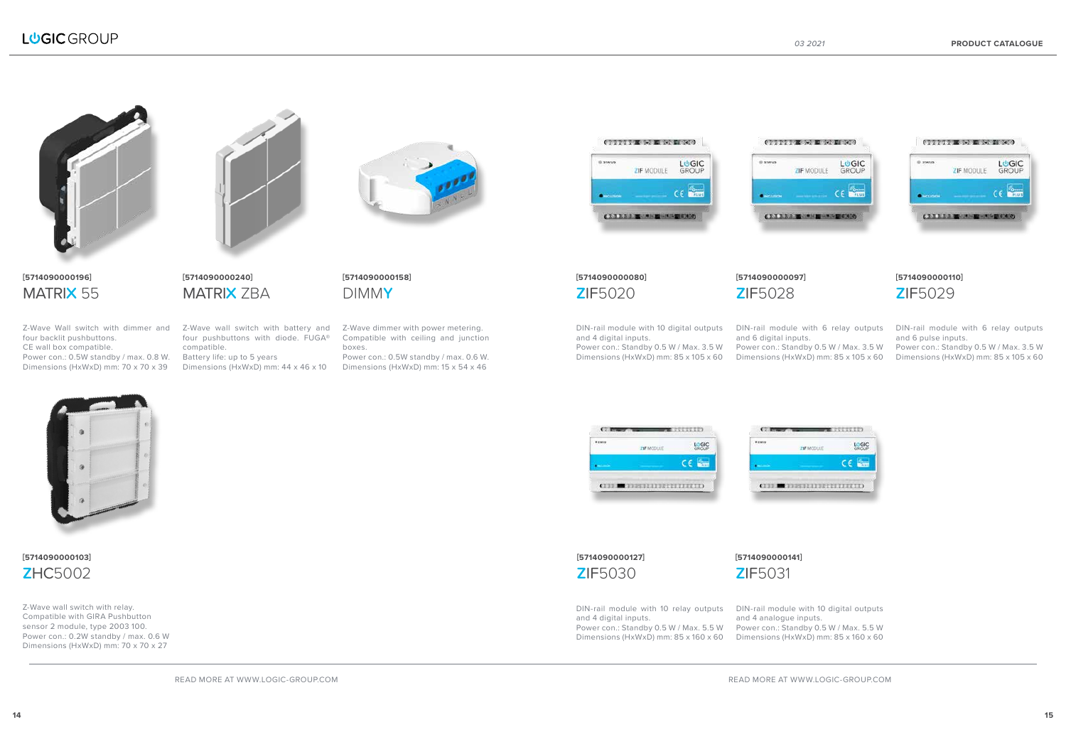[5714090000196]

## MATRIX 55

Z-Wave Wall switch with dimmer and four backlit pushbuttons.
CE wall box compatible.
Power con.: 0.5W standby / max. 0.8 W.
Dimensions (HxWxD) mm: 70 x 70 x 39

[5714090000240]

## MATRIX ZBA

Z-Wave wall switch with battery and four pushbuttons with diode. FUGA® compatible.
Battery life: up to 5 years
Dimensions (HxWxD) mm: 44 x 46 x 10

[5714090000158]

## DIMMY

Z-Wave dimmer with power metering. Compatible with ceiling and junction boxes.
Power con.: 0.5W standby / max. 0.6 W.
Dimensions (HxWxD) mm: 15 x 54 x 46

[5714090000103]

## ZHC5002

Z-Wave wall switch with relay.
Compatible with GIRA Pushbutton sensor 2 module, type 2003 100.
Power con.: 0.2W standby / max. 0.6 W
Dimensions (HxWxD) mm: 70 x 70 x 27

READ MORE AT WWW.LOGIC-GROUP.COM

[5714090000080]

## ZIF5020

DIN-rail module with 10 digital outputs and 4 digital inputs.
Power con.: Standby 0.5 W / Max. 3.5 W
Dimensions (HxWxD) mm: 85 x 105 x 60

[5714090000097]

## ZIF5028

DIN-rail module with 6 relay outputs and 6 digital inputs.
Power con.: Standby 0.5 W / Max. 3.5 W
Dimensions (HxWxD) mm: 85 x 105 x 60

[5714090000110]

## ZIF5029

DIN-rail module with 6 relay outputs and 6 pulse inputs.
Power con.: Standby 0.5 W / Max. 3.5 W
Dimensions (HxWxD) mm: 85 x 105 x 60

[5714090000127]

## ZIF5030

DIN-rail module with 10 relay outputs and 4 digital inputs.
Power con.: Standby 0.5 W / Max. 5.5 W
Dimensions (HxWxD) mm: 85 x 160 x 60

[5714090000141]

## ZIF5031

DIN-rail module with 10 digital outputs and 4 analogue inputs.
Power con.: Standby 0.5 W / Max. 5.5 W
Dimensions (HxWxD) mm: 85 x 160 x 60

READ MORE AT WWW.LOGIC-GROUP.COM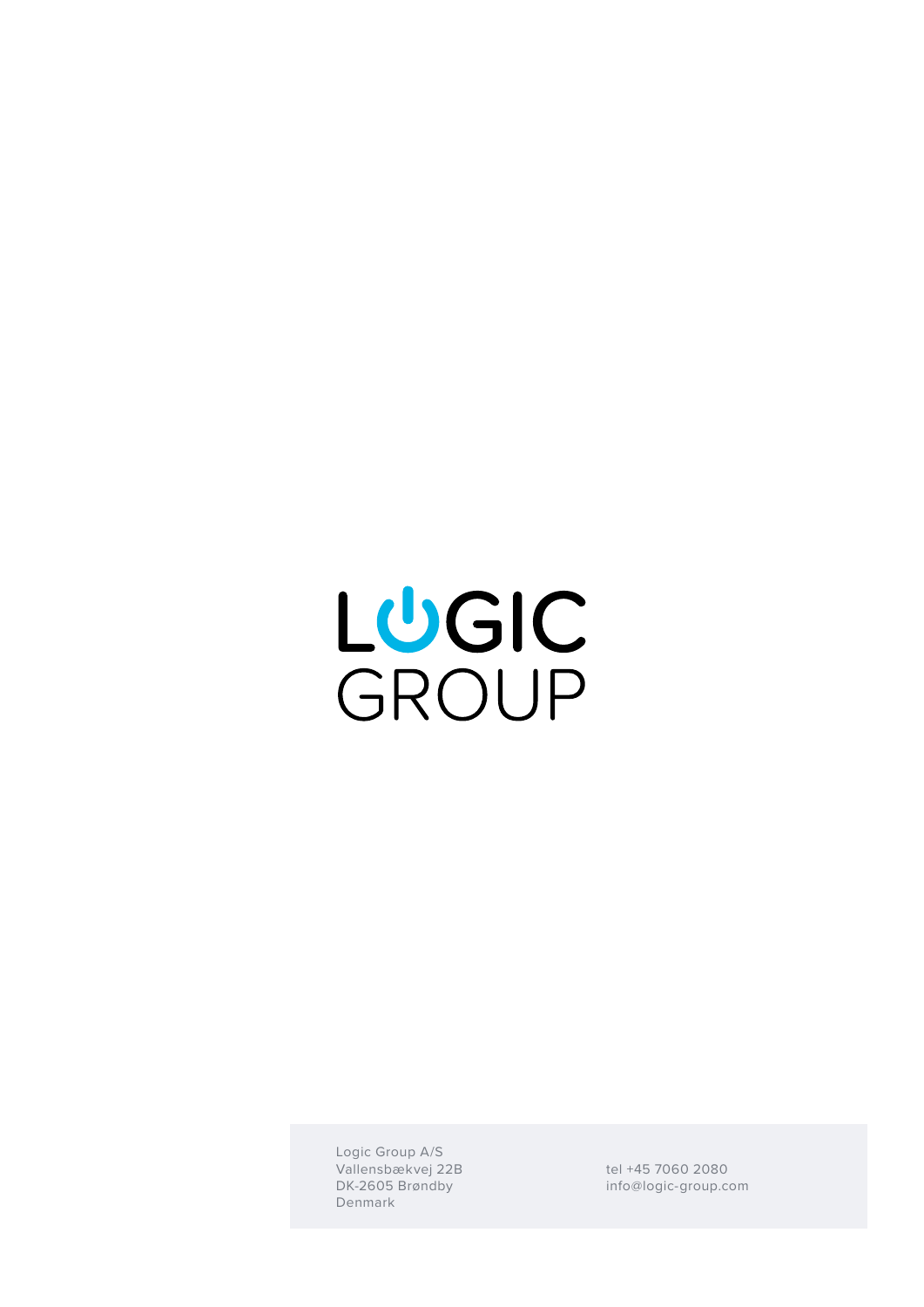LOGIC
GROUP

Logic Group A/S
Vallensbækvej 22B
DK-2605 Brøndby
Denmark

tel +45 7060 2080
info@logic-group.com